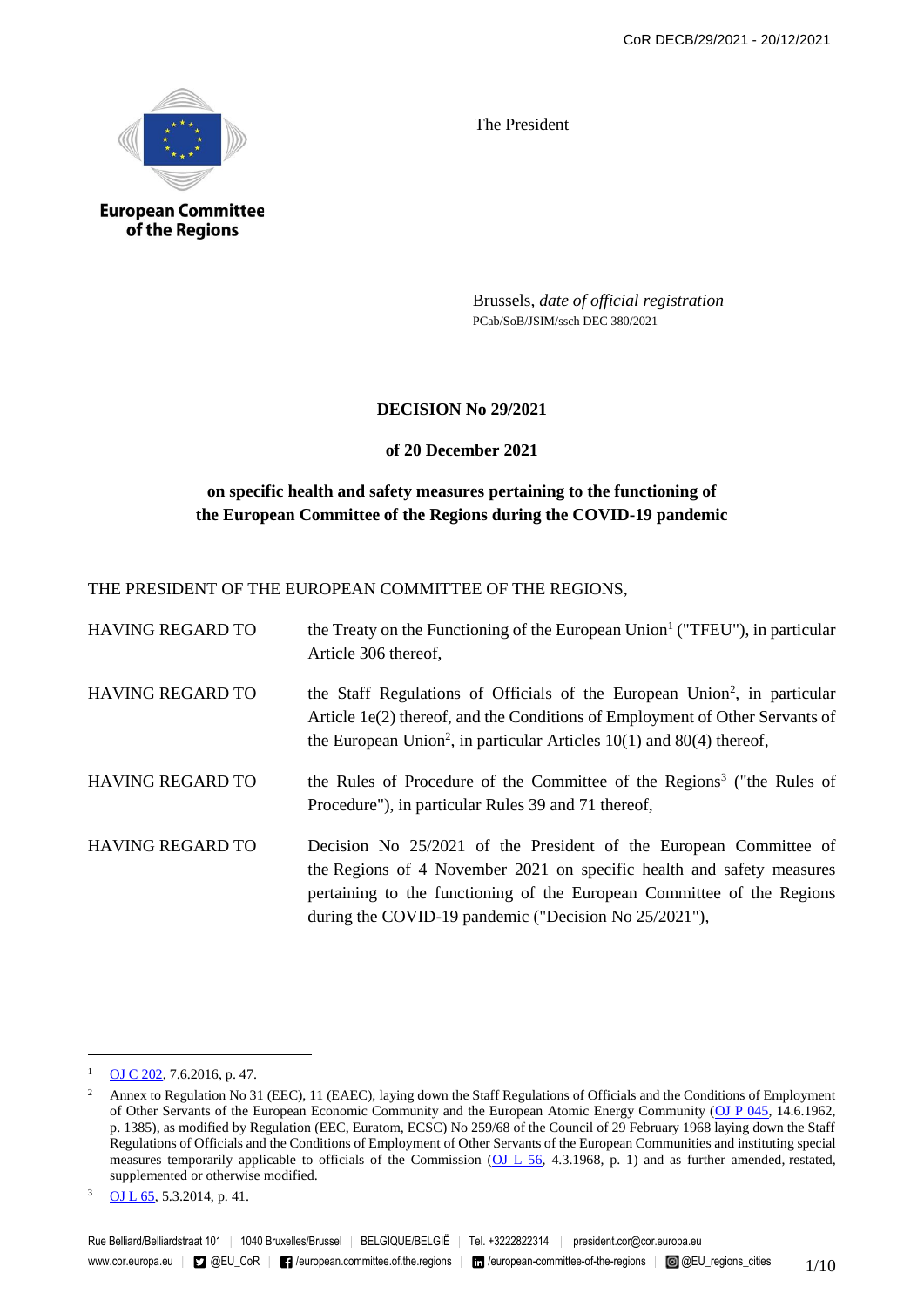European Committee of the Regions

The President

Brussels, *date of official registration*
PCab/SoB/JSIM/ssch DEC 380/2021

**DECISION No 29/2021**

**of 20 December 2021**

**on specific health and safety measures pertaining to the functioning of the European Committee of the Regions during the COVID-19 pandemic**

THE PRESIDENT OF THE EUROPEAN COMMITTEE OF THE REGIONS,

HAVING REGARD TO the Treaty on the Functioning of the European Union[1] ("TFEU"), in particular Article 306 thereof,

HAVING REGARD TO the Staff Regulations of Officials of the European Union[2], in particular Article 1e(2) thereof, and the Conditions of Employment of Other Servants of the European Union[2], in particular Articles 10(1) and 80(4) thereof,

HAVING REGARD TO the Rules of Procedure of the Committee of the Regions[3] ("the Rules of Procedure"), in particular Rules 39 and 71 thereof,

HAVING REGARD TO Decision No 25/2021 of the President of the European Committee of the Regions of 4 November 2021 on specific health and safety measures pertaining to the functioning of the European Committee of the Regions during the COVID-19 pandemic ("Decision No 25/2021"),

---

[1] OJ C 202, 7.6.2016, p. 47.

[2] Annex to Regulation No 31 (EEC), 11 (EAEC), laying down the Staff Regulations of Officials and the Conditions of Employment of Other Servants of the European Economic Community and the European Atomic Energy Community (OJ P 045, 14.6.1962, p. 1385), as modified by Regulation (EEC, Euratom, ECSC) No 259/68 of the Council of 29 February 1968 laying down the Staff Regulations of Officials and the Conditions of Employment of Other Servants of the European Communities and instituting special measures temporarily applicable to officials of the Commission (OJ L 56, 4.3.1968, p. 1) and as further amended, restated, supplemented or otherwise modified.

[3] OJ L 65, 5.3.2014, p. 41.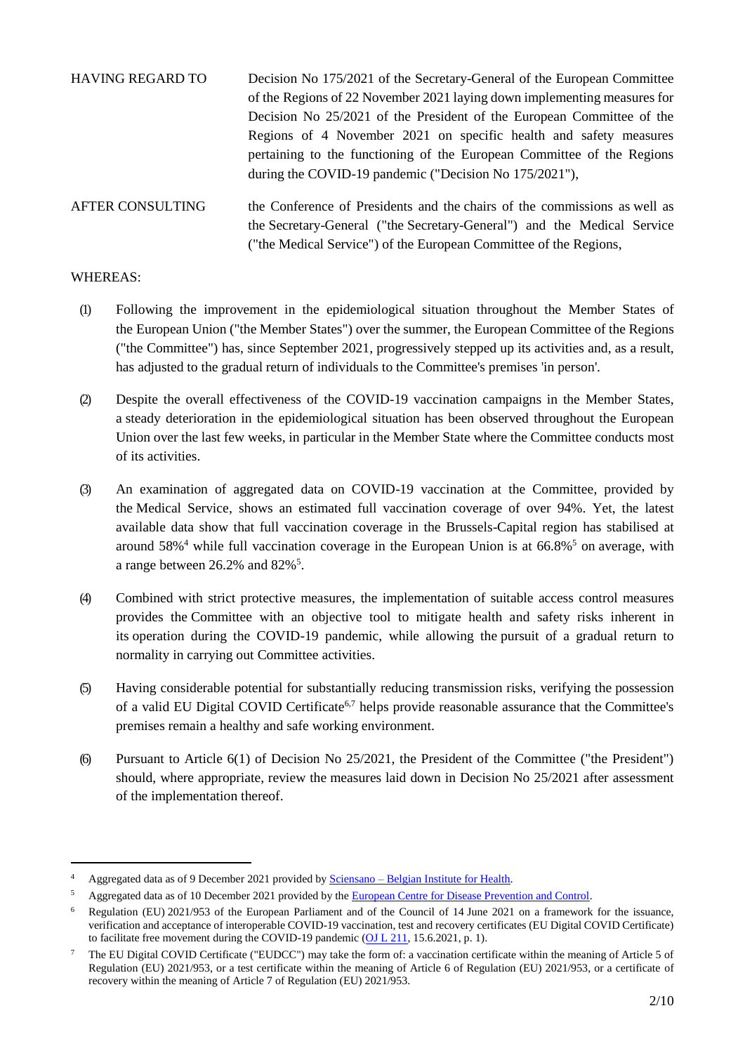HAVING REGARD TO Decision No 175/2021 of the Secretary-General of the European Committee of the Regions of 22 November 2021 laying down implementing measures for Decision No 25/2021 of the President of the European Committee of the Regions of 4 November 2021 on specific health and safety measures pertaining to the functioning of the European Committee of the Regions during the COVID-19 pandemic ("Decision No 175/2021"),

AFTER CONSULTING the Conference of Presidents and the chairs of the commissions as well as the Secretary-General ("the Secretary-General") and the Medical Service ("the Medical Service") of the European Committee of the Regions,

WHEREAS:

(1) Following the improvement in the epidemiological situation throughout the Member States of the European Union ("the Member States") over the summer, the European Committee of the Regions ("the Committee") has, since September 2021, progressively stepped up its activities and, as a result, has adjusted to the gradual return of individuals to the Committee's premises 'in person'.

(2) Despite the overall effectiveness of the COVID-19 vaccination campaigns in the Member States, a steady deterioration in the epidemiological situation has been observed throughout the European Union over the last few weeks, in particular in the Member State where the Committee conducts most of its activities.

(3) An examination of aggregated data on COVID-19 vaccination at the Committee, provided by the Medical Service, shows an estimated full vaccination coverage of over 94%. Yet, the latest available data show that full vaccination coverage in the Brussels-Capital region has stabilised at around 58%[4] while full vaccination coverage in the European Union is at 66.8%[5] on average, with a range between 26.2% and 82%[5].

(4) Combined with strict protective measures, the implementation of suitable access control measures provides the Committee with an objective tool to mitigate health and safety risks inherent in its operation during the COVID-19 pandemic, while allowing the pursuit of a gradual return to normality in carrying out Committee activities.

(5) Having considerable potential for substantially reducing transmission risks, verifying the possession of a valid EU Digital COVID Certificate[6,7] helps provide reasonable assurance that the Committee's premises remain a healthy and safe working environment.

(6) Pursuant to Article 6(1) of Decision No 25/2021, the President of the Committee ("the President") should, where appropriate, review the measures laid down in Decision No 25/2021 after assessment of the implementation thereof.

---

[4] Aggregated data as of 9 December 2021 provided by Sciensano – Belgian Institute for Health.

[5] Aggregated data as of 10 December 2021 provided by the European Centre for Disease Prevention and Control.

[6] Regulation (EU) 2021/953 of the European Parliament and of the Council of 14 June 2021 on a framework for the issuance, verification and acceptance of interoperable COVID-19 vaccination, test and recovery certificates (EU Digital COVID Certificate) to facilitate free movement during the COVID-19 pandemic (OJ L 211, 15.6.2021, p. 1).

[7] The EU Digital COVID Certificate ("EUDCC") may take the form of: a vaccination certificate within the meaning of Article 5 of Regulation (EU) 2021/953, or a test certificate within the meaning of Article 6 of Regulation (EU) 2021/953, or a certificate of recovery within the meaning of Article 7 of Regulation (EU) 2021/953.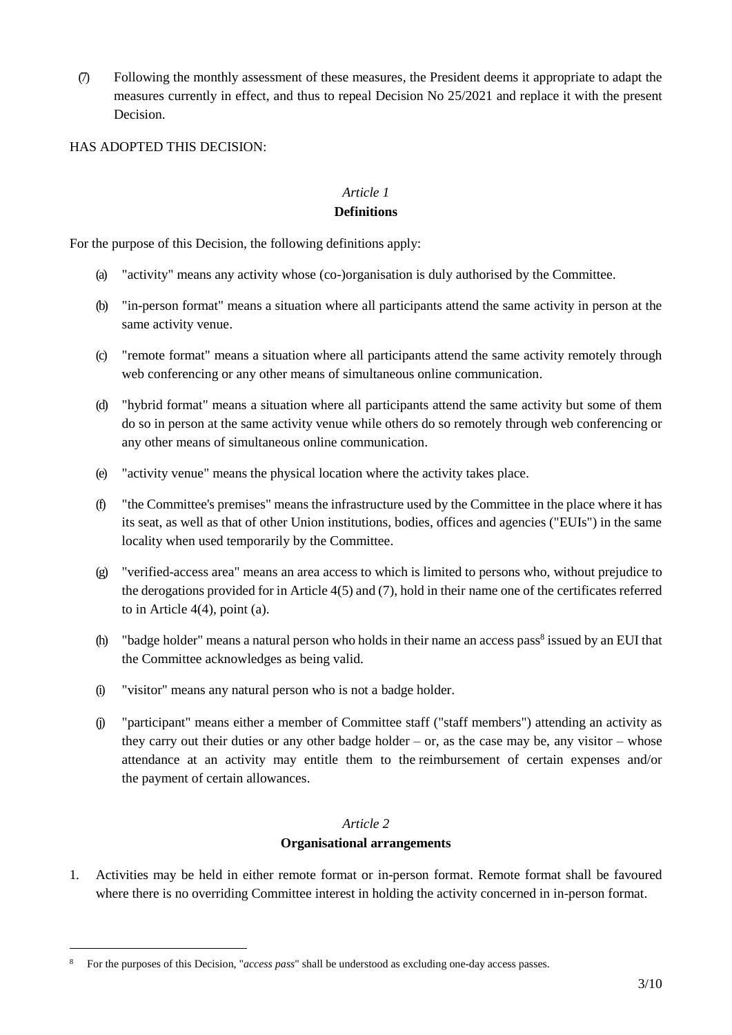(7) Following the monthly assessment of these measures, the President deems it appropriate to adapt the measures currently in effect, and thus to repeal Decision No 25/2021 and replace it with the present Decision.

HAS ADOPTED THIS DECISION:

*Article 1*

**Definitions**

For the purpose of this Decision, the following definitions apply:

(a) "activity" means any activity whose (co-)organisation is duly authorised by the Committee.

(b) "in-person format" means a situation where all participants attend the same activity in person at the same activity venue.

(c) "remote format" means a situation where all participants attend the same activity remotely through web conferencing or any other means of simultaneous online communication.

(d) "hybrid format" means a situation where all participants attend the same activity but some of them do so in person at the same activity venue while others do so remotely through web conferencing or any other means of simultaneous online communication.

(e) "activity venue" means the physical location where the activity takes place.

(f) "the Committee's premises" means the infrastructure used by the Committee in the place where it has its seat, as well as that of other Union institutions, bodies, offices and agencies ("EUIs") in the same locality when used temporarily by the Committee.

(g) "verified-access area" means an area access to which is limited to persons who, without prejudice to the derogations provided for in Article 4(5) and (7), hold in their name one of the certificates referred to in Article 4(4), point (a).

(h) "badge holder" means a natural person who holds in their name an access pass[8] issued by an EUI that the Committee acknowledges as being valid.

(i) "visitor" means any natural person who is not a badge holder.

(j) "participant" means either a member of Committee staff ("staff members") attending an activity as they carry out their duties or any other badge holder – or, as the case may be, any visitor – whose attendance at an activity may entitle them to the reimbursement of certain expenses and/or the payment of certain allowances.

*Article 2*

**Organisational arrangements**

1. Activities may be held in either remote format or in-person format. Remote format shall be favoured where there is no overriding Committee interest in holding the activity concerned in in-person format.

[8] For the purposes of this Decision, "*access pass*" shall be understood as excluding one-day access passes.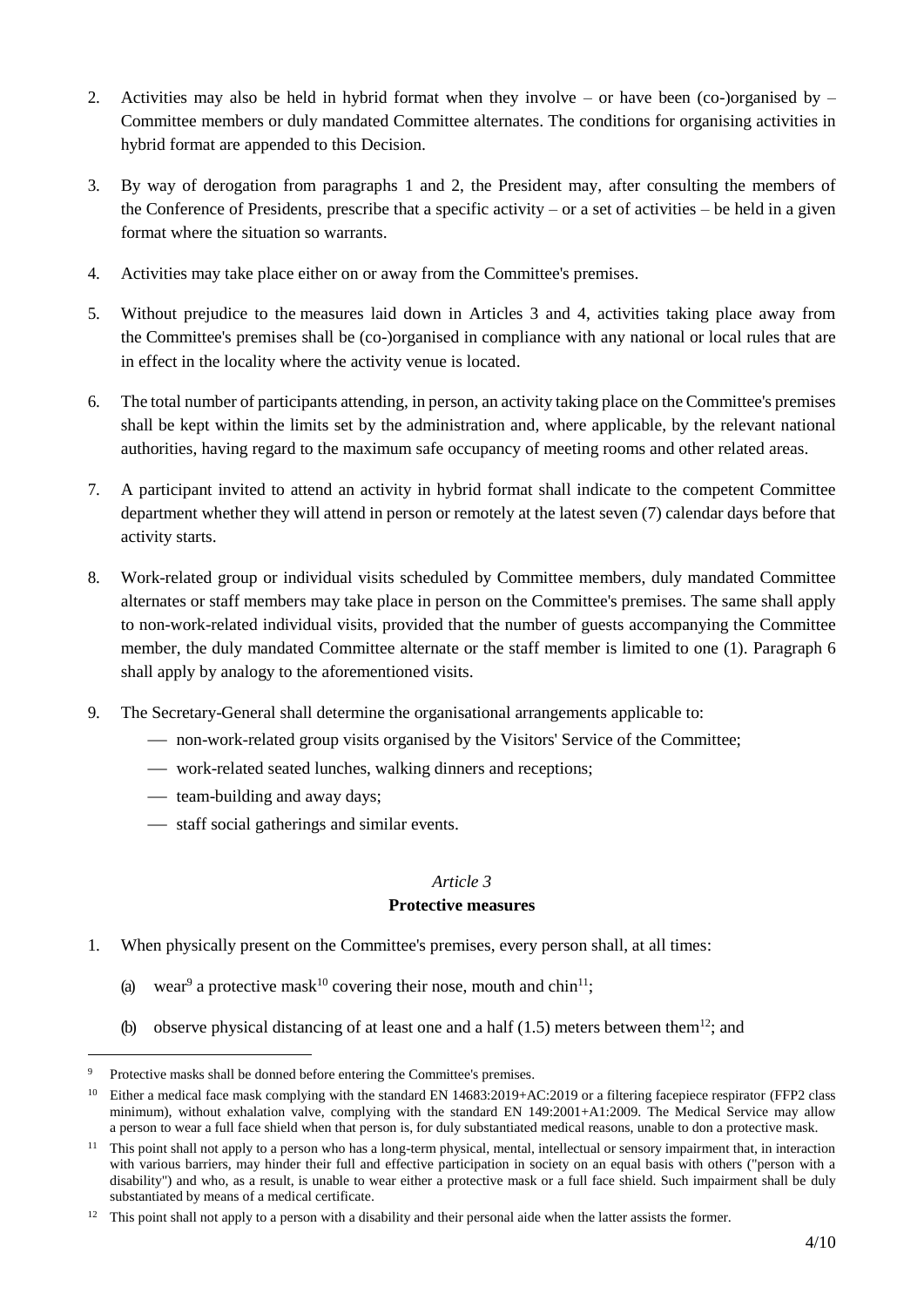2. Activities may also be held in hybrid format when they involve – or have been (co-)organised by – Committee members or duly mandated Committee alternates. The conditions for organising activities in hybrid format are appended to this Decision.

3. By way of derogation from paragraphs 1 and 2, the President may, after consulting the members of the Conference of Presidents, prescribe that a specific activity – or a set of activities – be held in a given format where the situation so warrants.

4. Activities may take place either on or away from the Committee's premises.

5. Without prejudice to the measures laid down in Articles 3 and 4, activities taking place away from the Committee's premises shall be (co-)organised in compliance with any national or local rules that are in effect in the locality where the activity venue is located.

6. The total number of participants attending, in person, an activity taking place on the Committee's premises shall be kept within the limits set by the administration and, where applicable, by the relevant national authorities, having regard to the maximum safe occupancy of meeting rooms and other related areas.

7. A participant invited to attend an activity in hybrid format shall indicate to the competent Committee department whether they will attend in person or remotely at the latest seven (7) calendar days before that activity starts.

8. Work-related group or individual visits scheduled by Committee members, duly mandated Committee alternates or staff members may take place in person on the Committee's premises. The same shall apply to non-work-related individual visits, provided that the number of guests accompanying the Committee member, the duly mandated Committee alternate or the staff member is limited to one (1). Paragraph 6 shall apply by analogy to the aforementioned visits.

9. The Secretary-General shall determine the organisational arrangements applicable to:
   - non-work-related group visits organised by the Visitors' Service of the Committee;
   - work-related seated lunches, walking dinners and receptions;
   - team-building and away days;
   - staff social gatherings and similar events.

*Article 3*

**Protective measures**

1. When physically present on the Committee's premises, every person shall, at all times:

   (a) wear[9] a protective mask[10] covering their nose, mouth and chin[11];

   (b) observe physical distancing of at least one and a half (1.5) meters between them[12]; and

---

[9] Protective masks shall be donned before entering the Committee's premises.

[10] Either a medical face mask complying with the standard EN 14683:2019+AC:2019 or a filtering facepiece respirator (FFP2 class minimum), without exhalation valve, complying with the standard EN 149:2001+A1:2009. The Medical Service may allow a person to wear a full face shield when that person is, for duly substantiated medical reasons, unable to don a protective mask.

[11] This point shall not apply to a person who has a long-term physical, mental, intellectual or sensory impairment that, in interaction with various barriers, may hinder their full and effective participation in society on an equal basis with others ("person with a disability") and who, as a result, is unable to wear either a protective mask or a full face shield. Such impairment shall be duly substantiated by means of a medical certificate.

[12] This point shall not apply to a person with a disability and their personal aide when the latter assists the former.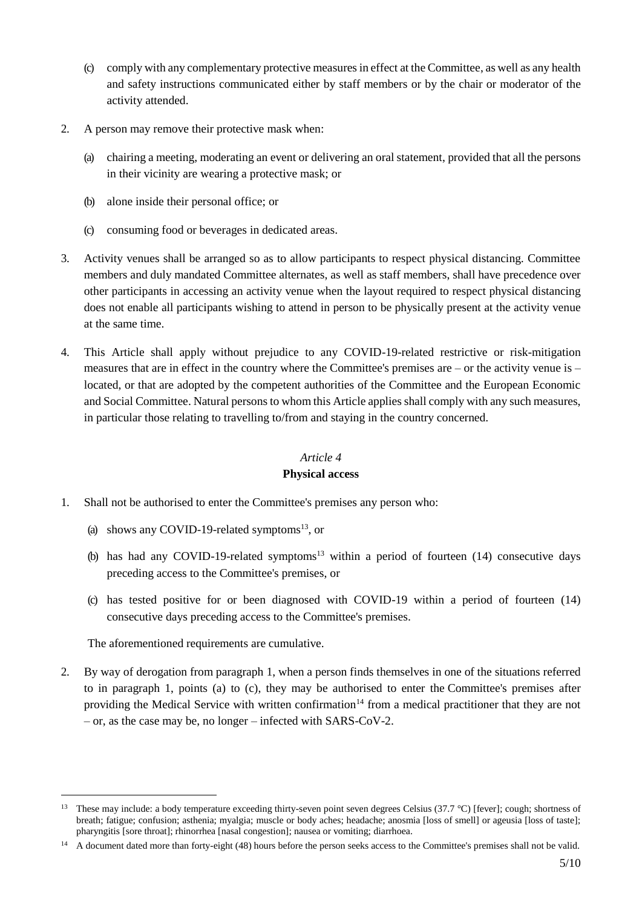(c) comply with any complementary protective measures in effect at the Committee, as well as any health and safety instructions communicated either by staff members or by the chair or moderator of the activity attended.

2. A person may remove their protective mask when:

   (a) chairing a meeting, moderating an event or delivering an oral statement, provided that all the persons in their vicinity are wearing a protective mask; or

   (b) alone inside their personal office; or

   (c) consuming food or beverages in dedicated areas.

3. Activity venues shall be arranged so as to allow participants to respect physical distancing. Committee members and duly mandated Committee alternates, as well as staff members, shall have precedence over other participants in accessing an activity venue when the layout required to respect physical distancing does not enable all participants wishing to attend in person to be physically present at the activity venue at the same time.

4. This Article shall apply without prejudice to any COVID-19-related restrictive or risk-mitigation measures that are in effect in the country where the Committee's premises are – or the activity venue is – located, or that are adopted by the competent authorities of the Committee and the European Economic and Social Committee. Natural persons to whom this Article applies shall comply with any such measures, in particular those relating to travelling to/from and staying in the country concerned.

### *Article 4*
### **Physical access**

1. Shall not be authorised to enter the Committee's premises any person who:

   (a) shows any COVID-19-related symptoms[13], or

   (b) has had any COVID-19-related symptoms[13] within a period of fourteen (14) consecutive days preceding access to the Committee's premises, or

   (c) has tested positive for or been diagnosed with COVID-19 within a period of fourteen (14) consecutive days preceding access to the Committee's premises.

   The aforementioned requirements are cumulative.

2. By way of derogation from paragraph 1, when a person finds themselves in one of the situations referred to in paragraph 1, points (a) to (c), they may be authorised to enter the Committee's premises after providing the Medical Service with written confirmation[14] from a medical practitioner that they are not – or, as the case may be, no longer – infected with SARS-CoV-2.

---

[13] These may include: a body temperature exceeding thirty-seven point seven degrees Celsius (37.7 °C) [fever]; cough; shortness of breath; fatigue; confusion; asthenia; myalgia; muscle or body aches; headache; anosmia [loss of smell] or ageusia [loss of taste]; pharyngitis [sore throat]; rhinorrhea [nasal congestion]; nausea or vomiting; diarrhoea.

[14] A document dated more than forty-eight (48) hours before the person seeks access to the Committee's premises shall not be valid.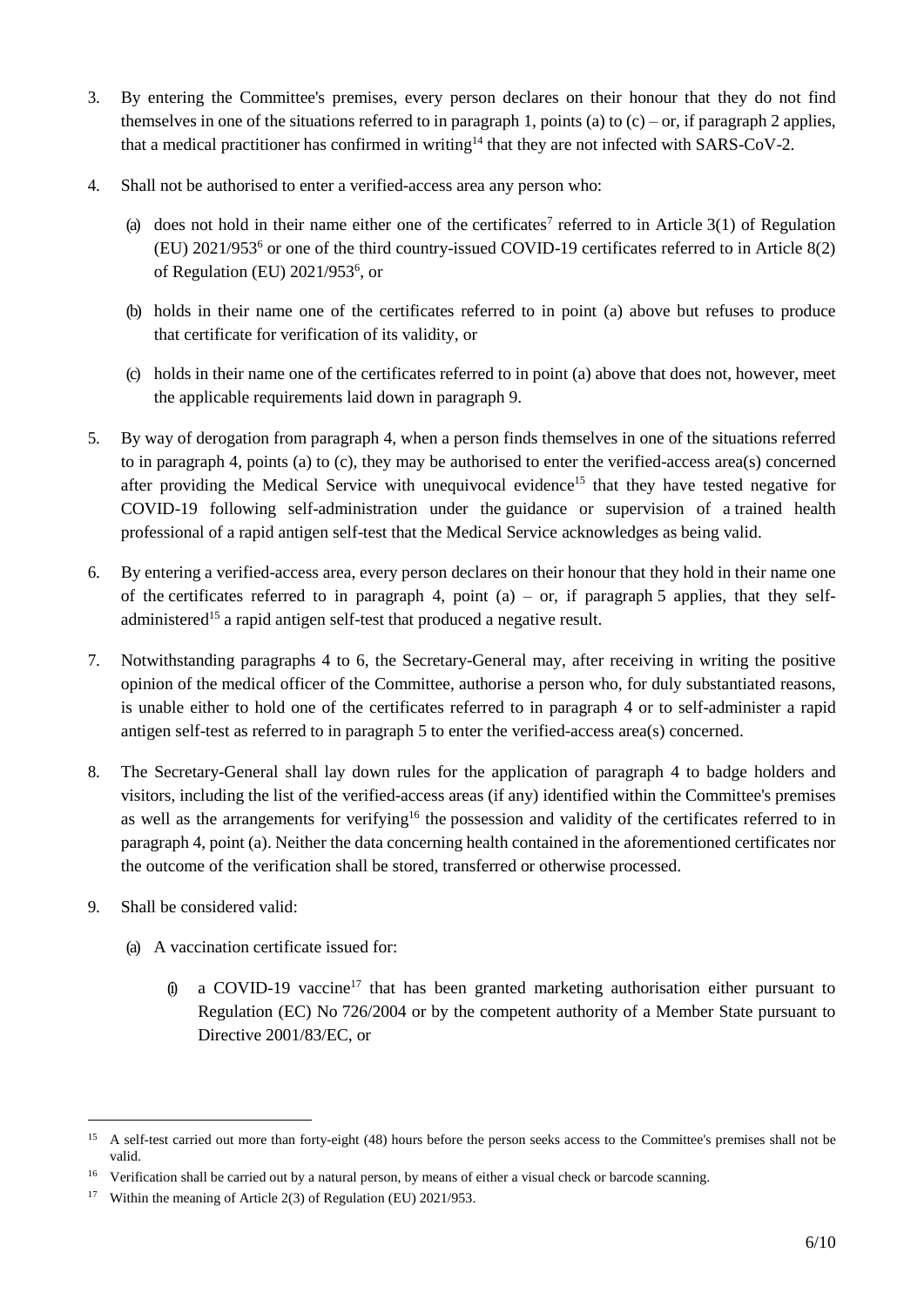3. By entering the Committee's premises, every person declares on their honour that they do not find themselves in one of the situations referred to in paragraph 1, points (a) to (c) – or, if paragraph 2 applies, that a medical practitioner has confirmed in writing[14] that they are not infected with SARS-CoV-2.

4. Shall not be authorised to enter a verified-access area any person who:

   (a) does not hold in their name either one of the certificates[7] referred to in Article 3(1) of Regulation (EU) 2021/953[6] or one of the third country-issued COVID-19 certificates referred to in Article 8(2) of Regulation (EU) 2021/953[6], or

   (b) holds in their name one of the certificates referred to in point (a) above but refuses to produce that certificate for verification of its validity, or

   (c) holds in their name one of the certificates referred to in point (a) above that does not, however, meet the applicable requirements laid down in paragraph 9.

5. By way of derogation from paragraph 4, when a person finds themselves in one of the situations referred to in paragraph 4, points (a) to (c), they may be authorised to enter the verified-access area(s) concerned after providing the Medical Service with unequivocal evidence[15] that they have tested negative for COVID-19 following self-administration under the guidance or supervision of a trained health professional of a rapid antigen self-test that the Medical Service acknowledges as being valid.

6. By entering a verified-access area, every person declares on their honour that they hold in their name one of the certificates referred to in paragraph 4, point (a) – or, if paragraph 5 applies, that they self-administered[15] a rapid antigen self-test that produced a negative result.

7. Notwithstanding paragraphs 4 to 6, the Secretary-General may, after receiving in writing the positive opinion of the medical officer of the Committee, authorise a person who, for duly substantiated reasons, is unable either to hold one of the certificates referred to in paragraph 4 or to self-administer a rapid antigen self-test as referred to in paragraph 5 to enter the verified-access area(s) concerned.

8. The Secretary-General shall lay down rules for the application of paragraph 4 to badge holders and visitors, including the list of the verified-access areas (if any) identified within the Committee's premises as well as the arrangements for verifying[16] the possession and validity of the certificates referred to in paragraph 4, point (a). Neither the data concerning health contained in the aforementioned certificates nor the outcome of the verification shall be stored, transferred or otherwise processed.

9. Shall be considered valid:

   (a) A vaccination certificate issued for:

      (i) a COVID-19 vaccine[17] that has been granted marketing authorisation either pursuant to Regulation (EC) No 726/2004 or by the competent authority of a Member State pursuant to Directive 2001/83/EC, or

---

[15] A self-test carried out more than forty-eight (48) hours before the person seeks access to the Committee's premises shall not be valid.

[16] Verification shall be carried out by a natural person, by means of either a visual check or barcode scanning.

[17] Within the meaning of Article 2(3) of Regulation (EU) 2021/953.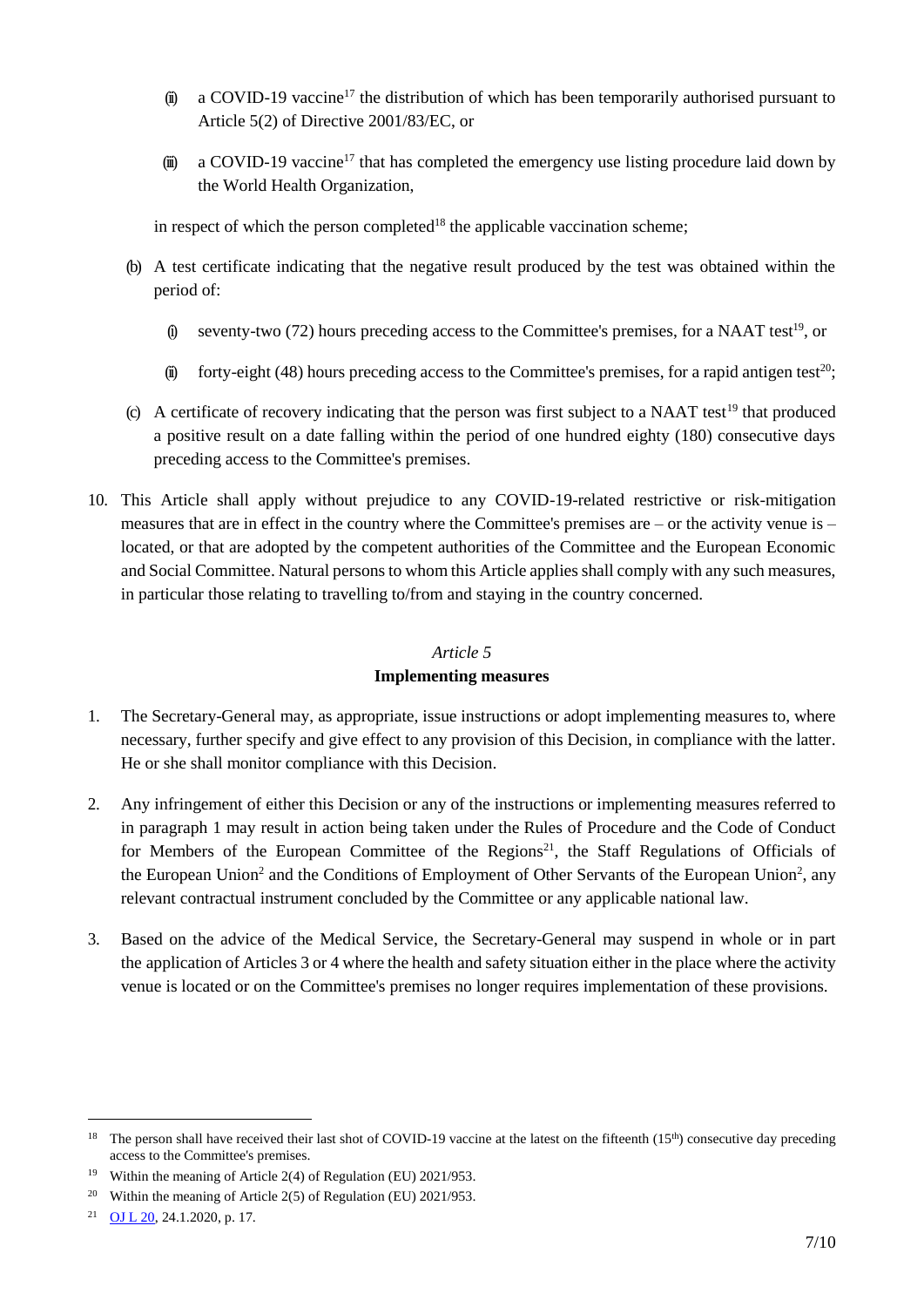(ii) a COVID-19 vaccine[17] the distribution of which has been temporarily authorised pursuant to Article 5(2) of Directive 2001/83/EC, or

(iii) a COVID-19 vaccine[17] that has completed the emergency use listing procedure laid down by the World Health Organization,

in respect of which the person completed[18] the applicable vaccination scheme;

(b) A test certificate indicating that the negative result produced by the test was obtained within the period of:

(i) seventy-two (72) hours preceding access to the Committee's premises, for a NAAT test[19], or

(ii) forty-eight (48) hours preceding access to the Committee's premises, for a rapid antigen test[20];

(c) A certificate of recovery indicating that the person was first subject to a NAAT test[19] that produced a positive result on a date falling within the period of one hundred eighty (180) consecutive days preceding access to the Committee's premises.

10. This Article shall apply without prejudice to any COVID-19-related restrictive or risk-mitigation measures that are in effect in the country where the Committee's premises are – or the activity venue is – located, or that are adopted by the competent authorities of the Committee and the European Economic and Social Committee. Natural persons to whom this Article applies shall comply with any such measures, in particular those relating to travelling to/from and staying in the country concerned.

### *Article 5*
### **Implementing measures**

1. The Secretary-General may, as appropriate, issue instructions or adopt implementing measures to, where necessary, further specify and give effect to any provision of this Decision, in compliance with the latter. He or she shall monitor compliance with this Decision.

2. Any infringement of either this Decision or any of the instructions or implementing measures referred to in paragraph 1 may result in action being taken under the Rules of Procedure and the Code of Conduct for Members of the European Committee of the Regions[21], the Staff Regulations of Officials of the European Union[2] and the Conditions of Employment of Other Servants of the European Union[2], any relevant contractual instrument concluded by the Committee or any applicable national law.

3. Based on the advice of the Medical Service, the Secretary-General may suspend in whole or in part the application of Articles 3 or 4 where the health and safety situation either in the place where the activity venue is located or on the Committee's premises no longer requires implementation of these provisions.

---

[18] The person shall have received their last shot of COVID-19 vaccine at the latest on the fifteenth (15th) consecutive day preceding access to the Committee's premises.

[19] Within the meaning of Article 2(4) of Regulation (EU) 2021/953.

[20] Within the meaning of Article 2(5) of Regulation (EU) 2021/953.

[21] OJ L 20, 24.1.2020, p. 17.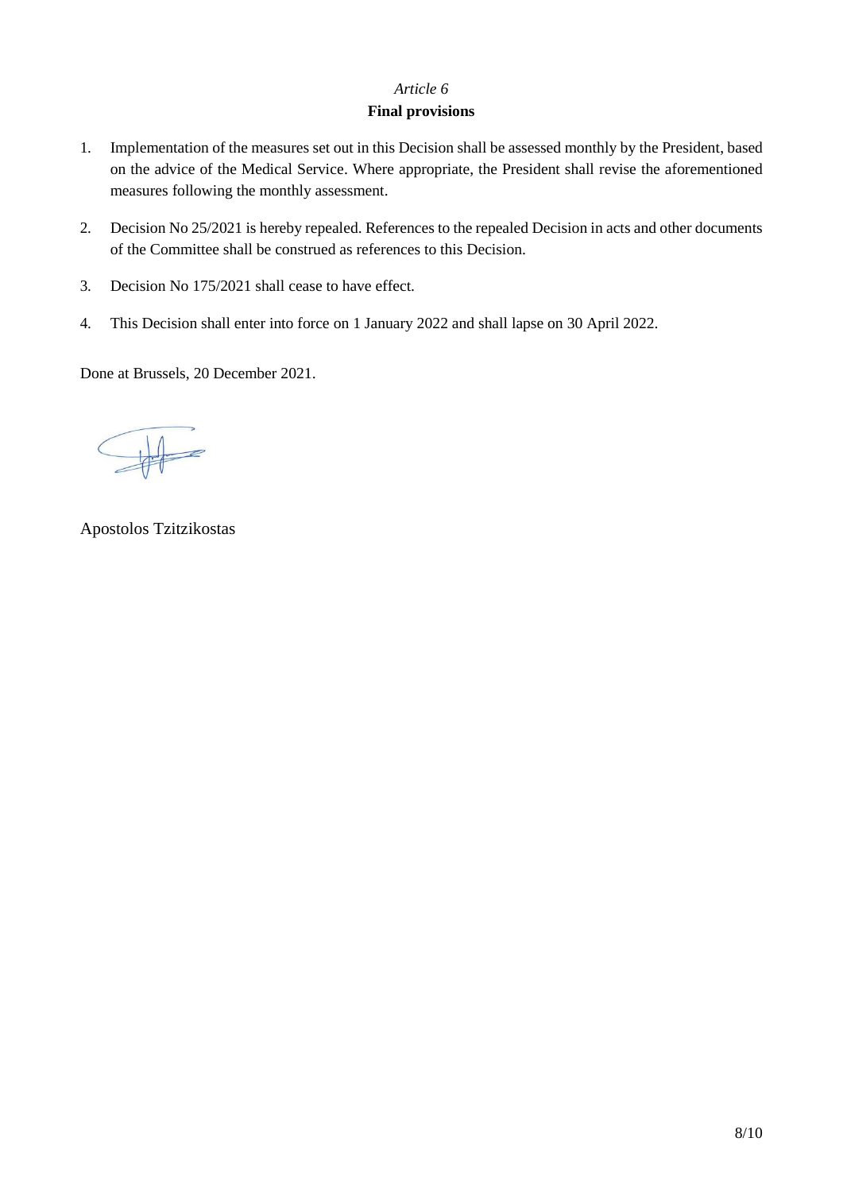*Article 6*

**Final provisions**

1. Implementation of the measures set out in this Decision shall be assessed monthly by the President, based on the advice of the Medical Service. Where appropriate, the President shall revise the aforementioned measures following the monthly assessment.

2. Decision No 25/2021 is hereby repealed. References to the repealed Decision in acts and other documents of the Committee shall be construed as references to this Decision.

3. Decision No 175/2021 shall cease to have effect.

4. This Decision shall enter into force on 1 January 2022 and shall lapse on 30 April 2022.

Done at Brussels, 20 December 2021.

Apostolos Tzitzikostas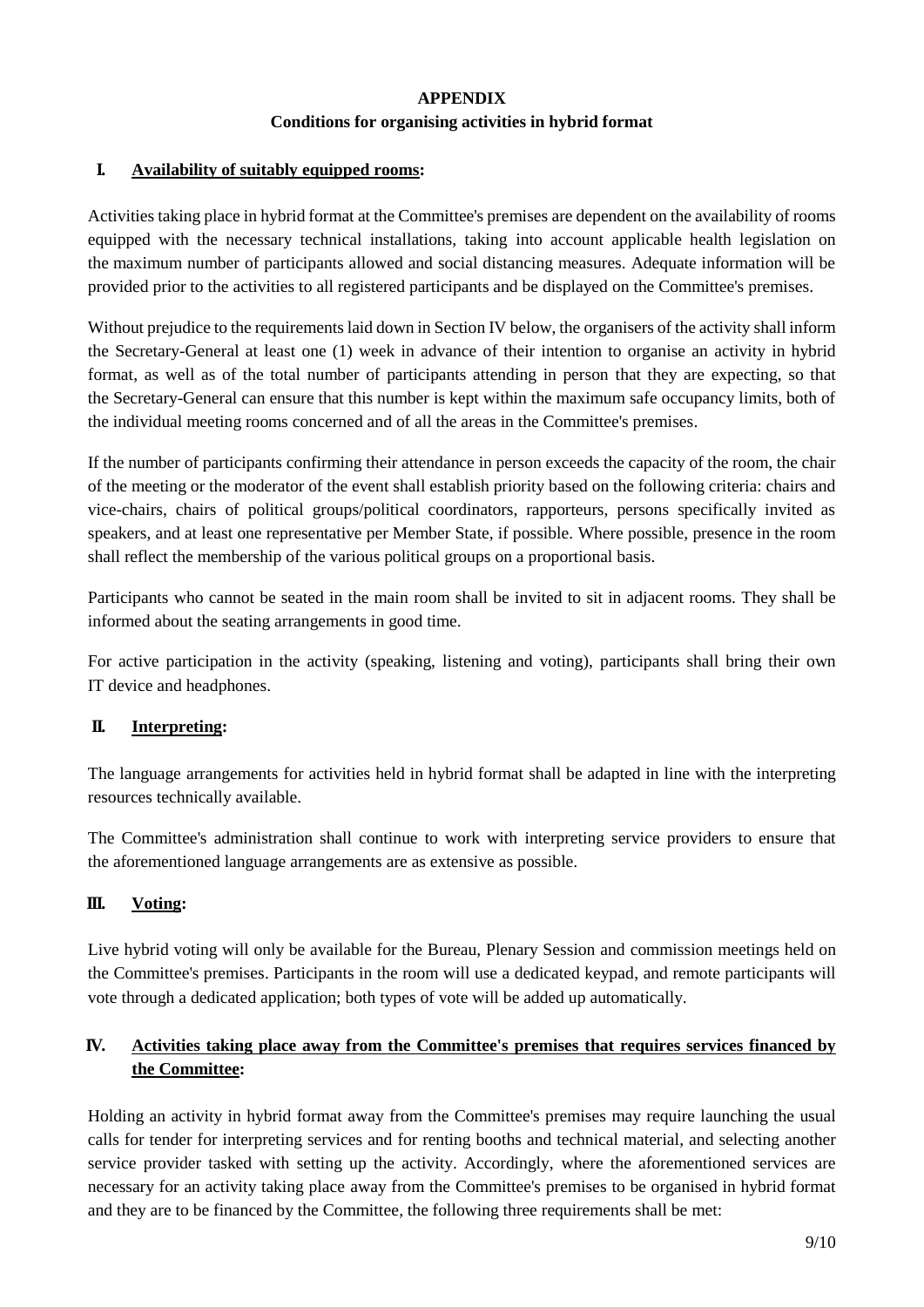# APPENDIX

## Conditions for organising activities in hybrid format

### I. Availability of suitably equipped rooms:

Activities taking place in hybrid format at the Committee's premises are dependent on the availability of rooms equipped with the necessary technical installations, taking into account applicable health legislation on the maximum number of participants allowed and social distancing measures. Adequate information will be provided prior to the activities to all registered participants and be displayed on the Committee's premises.

Without prejudice to the requirements laid down in Section IV below, the organisers of the activity shall inform the Secretary-General at least one (1) week in advance of their intention to organise an activity in hybrid format, as well as of the total number of participants attending in person that they are expecting, so that the Secretary-General can ensure that this number is kept within the maximum safe occupancy limits, both of the individual meeting rooms concerned and of all the areas in the Committee's premises.

If the number of participants confirming their attendance in person exceeds the capacity of the room, the chair of the meeting or the moderator of the event shall establish priority based on the following criteria: chairs and vice-chairs, chairs of political groups/political coordinators, rapporteurs, persons specifically invited as speakers, and at least one representative per Member State, if possible. Where possible, presence in the room shall reflect the membership of the various political groups on a proportional basis.

Participants who cannot be seated in the main room shall be invited to sit in adjacent rooms. They shall be informed about the seating arrangements in good time.

For active participation in the activity (speaking, listening and voting), participants shall bring their own IT device and headphones.

### II. Interpreting:

The language arrangements for activities held in hybrid format shall be adapted in line with the interpreting resources technically available.

The Committee's administration shall continue to work with interpreting service providers to ensure that the aforementioned language arrangements are as extensive as possible.

### III. Voting:

Live hybrid voting will only be available for the Bureau, Plenary Session and commission meetings held on the Committee's premises. Participants in the room will use a dedicated keypad, and remote participants will vote through a dedicated application; both types of vote will be added up automatically.

### IV. Activities taking place away from the Committee's premises that requires services financed by the Committee:

Holding an activity in hybrid format away from the Committee's premises may require launching the usual calls for tender for interpreting services and for renting booths and technical material, and selecting another service provider tasked with setting up the activity. Accordingly, where the aforementioned services are necessary for an activity taking place away from the Committee's premises to be organised in hybrid format and they are to be financed by the Committee, the following three requirements shall be met: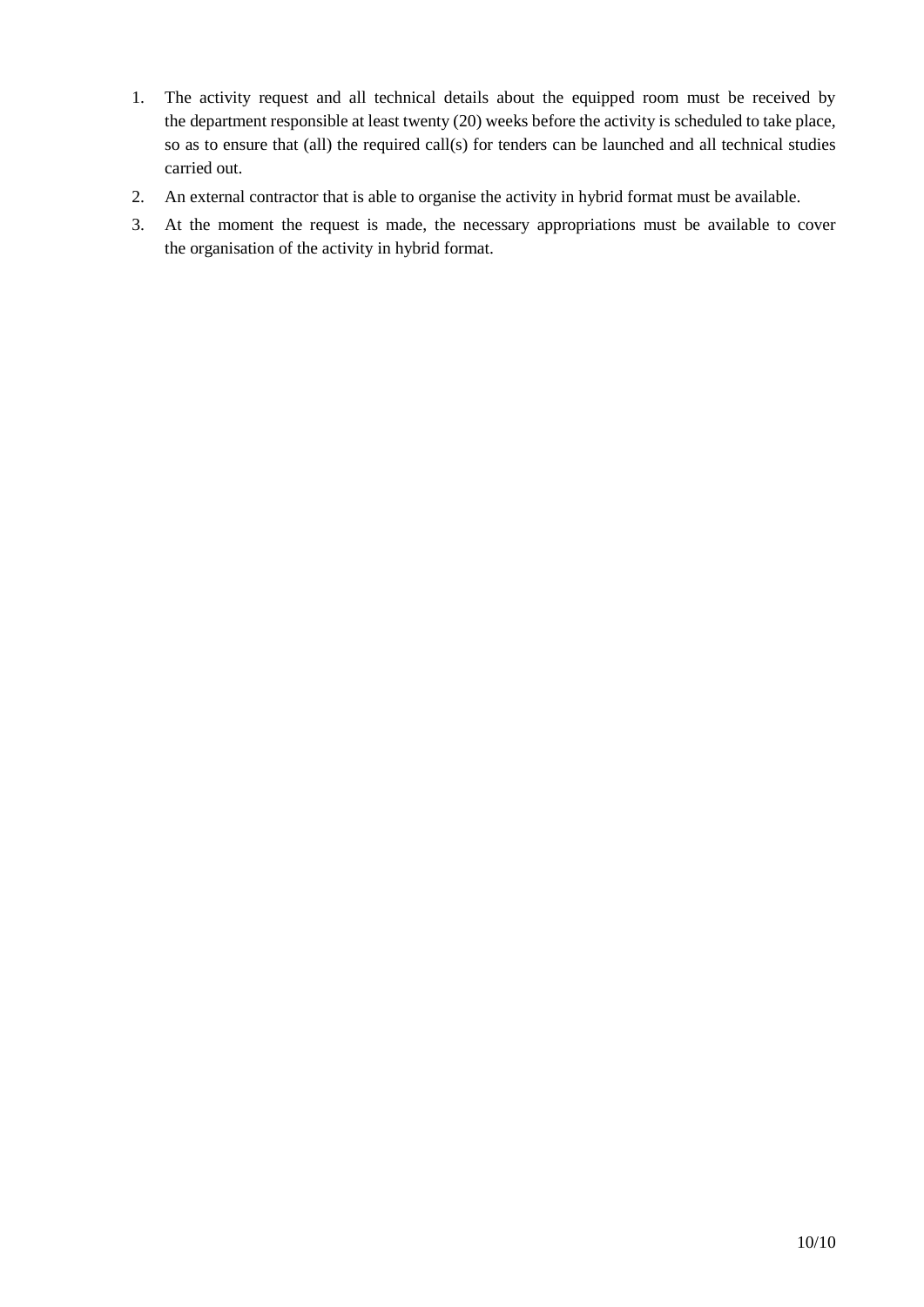1. The activity request and all technical details about the equipped room must be received by the department responsible at least twenty (20) weeks before the activity is scheduled to take place, so as to ensure that (all) the required call(s) for tenders can be launched and all technical studies carried out.
2. An external contractor that is able to organise the activity in hybrid format must be available.
3. At the moment the request is made, the necessary appropriations must be available to cover the organisation of the activity in hybrid format.